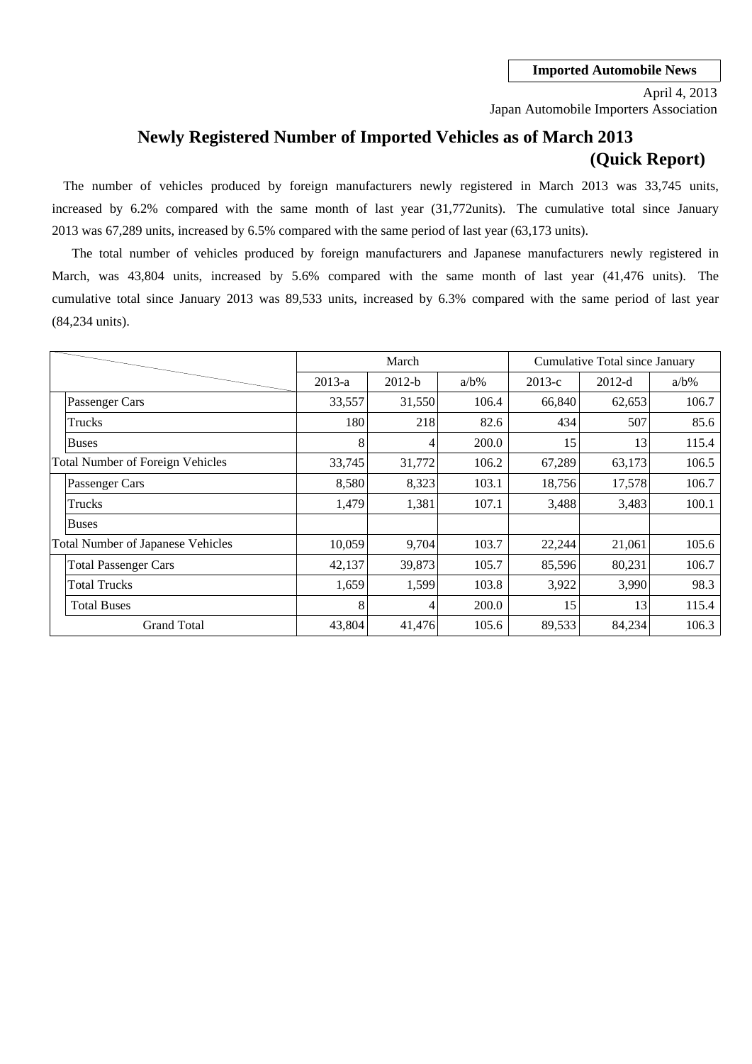**Imported Automobile News**

April 4, 2013
Japan Automobile Importers Association

# Newly Registered Number of Imported Vehicles as of March 2013 (Quick Report)

The number of vehicles produced by foreign manufacturers newly registered in March 2013 was 33,745 units, increased by 6.2% compared with the same month of last year (31,772units). The cumulative total since January 2013 was 67,289 units, increased by 6.5% compared with the same period of last year (63,173 units).

The total number of vehicles produced by foreign manufacturers and Japanese manufacturers newly registered in March, was 43,804 units, increased by 5.6% compared with the same month of last year (41,476 units). The cumulative total since January 2013 was 89,533 units, increased by 6.3% compared with the same period of last year (84,234 units).

| | March | | | Cumulative Total since January | | |
|---|---|---|---|---|---|---|
| | 2013-a | 2012-b | a/b% | 2013-c | 2012-d | a/b% |
| Passenger Cars | 33,557 | 31,550 | 106.4 | 66,840 | 62,653 | 106.7 |
| Trucks | 180 | 218 | 82.6 | 434 | 507 | 85.6 |
| Buses | 8 | 4 | 200.0 | 15 | 13 | 115.4 |
| Total Number of Foreign Vehicles | 33,745 | 31,772 | 106.2 | 67,289 | 63,173 | 106.5 |
| Passenger Cars | 8,580 | 8,323 | 103.1 | 18,756 | 17,578 | 106.7 |
| Trucks | 1,479 | 1,381 | 107.1 | 3,488 | 3,483 | 100.1 |
| Buses | | | | | | |
| Total Number of Japanese Vehicles | 10,059 | 9,704 | 103.7 | 22,244 | 21,061 | 105.6 |
| Total Passenger Cars | 42,137 | 39,873 | 105.7 | 85,596 | 80,231 | 106.7 |
| Total Trucks | 1,659 | 1,599 | 103.8 | 3,922 | 3,990 | 98.3 |
| Total Buses | 8 | 4 | 200.0 | 15 | 13 | 115.4 |
| Grand Total | 43,804 | 41,476 | 105.6 | 89,533 | 84,234 | 106.3 |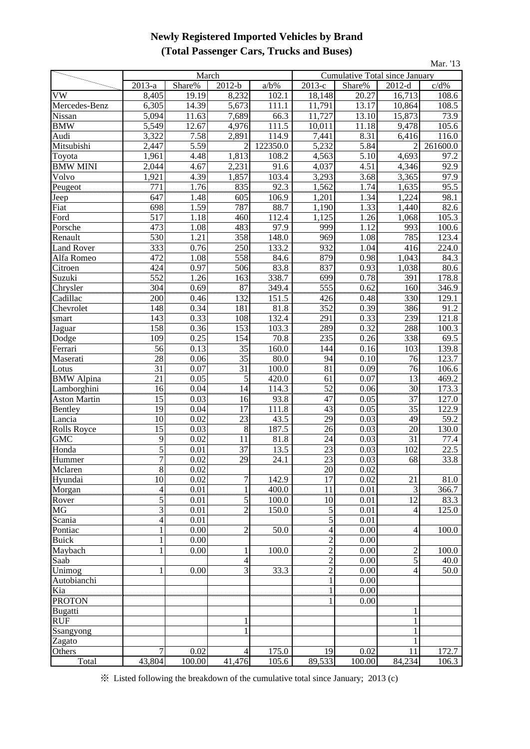# Newly Registered Imported Vehicles by Brand
## (Total Passenger Cars, Trucks and Buses)

Mar. '13

| | March | | | | Cumulative Total since January | | | |
|---|---|---|---|---|---|---|---|---|
| | 2013-a | Share% | 2012-b | a/b% | 2013-c | Share% | 2012-d | c/d% |
| VW | 8,405 | 19.19 | 8,232 | 102.1 | 18,148 | 20.27 | 16,713 | 108.6 |
| Mercedes-Benz | 6,305 | 14.39 | 5,673 | 111.1 | 11,791 | 13.17 | 10,864 | 108.5 |
| Nissan | 5,094 | 11.63 | 7,689 | 66.3 | 11,727 | 13.10 | 15,873 | 73.9 |
| BMW | 5,549 | 12.67 | 4,976 | 111.5 | 10,011 | 11.18 | 9,478 | 105.6 |
| Audi | 3,322 | 7.58 | 2,891 | 114.9 | 7,441 | 8.31 | 6,416 | 116.0 |
| Mitsubishi | 2,447 | 5.59 | 2 | 122350.0 | 5,232 | 5.84 | 2 | 261600.0 |
| Toyota | 1,961 | 4.48 | 1,813 | 108.2 | 4,563 | 5.10 | 4,693 | 97.2 |
| BMW MINI | 2,044 | 4.67 | 2,231 | 91.6 | 4,037 | 4.51 | 4,346 | 92.9 |
| Volvo | 1,921 | 4.39 | 1,857 | 103.4 | 3,293 | 3.68 | 3,365 | 97.9 |
| Peugeot | 771 | 1.76 | 835 | 92.3 | 1,562 | 1.74 | 1,635 | 95.5 |
| Jeep | 647 | 1.48 | 605 | 106.9 | 1,201 | 1.34 | 1,224 | 98.1 |
| Fiat | 698 | 1.59 | 787 | 88.7 | 1,190 | 1.33 | 1,440 | 82.6 |
| Ford | 517 | 1.18 | 460 | 112.4 | 1,125 | 1.26 | 1,068 | 105.3 |
| Porsche | 473 | 1.08 | 483 | 97.9 | 999 | 1.12 | 993 | 100.6 |
| Renault | 530 | 1.21 | 358 | 148.0 | 969 | 1.08 | 785 | 123.4 |
| Land Rover | 333 | 0.76 | 250 | 133.2 | 932 | 1.04 | 416 | 224.0 |
| Alfa Romeo | 472 | 1.08 | 558 | 84.6 | 879 | 0.98 | 1,043 | 84.3 |
| Citroen | 424 | 0.97 | 506 | 83.8 | 837 | 0.93 | 1,038 | 80.6 |
| Suzuki | 552 | 1.26 | 163 | 338.7 | 699 | 0.78 | 391 | 178.8 |
| Chrysler | 304 | 0.69 | 87 | 349.4 | 555 | 0.62 | 160 | 346.9 |
| Cadillac | 200 | 0.46 | 132 | 151.5 | 426 | 0.48 | 330 | 129.1 |
| Chevrolet | 148 | 0.34 | 181 | 81.8 | 352 | 0.39 | 386 | 91.2 |
| smart | 143 | 0.33 | 108 | 132.4 | 291 | 0.33 | 239 | 121.8 |
| Jaguar | 158 | 0.36 | 153 | 103.3 | 289 | 0.32 | 288 | 100.3 |
| Dodge | 109 | 0.25 | 154 | 70.8 | 235 | 0.26 | 338 | 69.5 |
| Ferrari | 56 | 0.13 | 35 | 160.0 | 144 | 0.16 | 103 | 139.8 |
| Maserati | 28 | 0.06 | 35 | 80.0 | 94 | 0.10 | 76 | 123.7 |
| Lotus | 31 | 0.07 | 31 | 100.0 | 81 | 0.09 | 76 | 106.6 |
| BMW Alpina | 21 | 0.05 | 5 | 420.0 | 61 | 0.07 | 13 | 469.2 |
| Lamborghini | 16 | 0.04 | 14 | 114.3 | 52 | 0.06 | 30 | 173.3 |
| Aston Martin | 15 | 0.03 | 16 | 93.8 | 47 | 0.05 | 37 | 127.0 |
| Bentley | 19 | 0.04 | 17 | 111.8 | 43 | 0.05 | 35 | 122.9 |
| Lancia | 10 | 0.02 | 23 | 43.5 | 29 | 0.03 | 49 | 59.2 |
| Rolls Royce | 15 | 0.03 | 8 | 187.5 | 26 | 0.03 | 20 | 130.0 |
| GMC | 9 | 0.02 | 11 | 81.8 | 24 | 0.03 | 31 | 77.4 |
| Honda | 5 | 0.01 | 37 | 13.5 | 23 | 0.03 | 102 | 22.5 |
| Hummer | 7 | 0.02 | 29 | 24.1 | 23 | 0.03 | 68 | 33.8 |
| Mclaren | 8 | 0.02 | | | 20 | 0.02 | | |
| Hyundai | 10 | 0.02 | 7 | 142.9 | 17 | 0.02 | 21 | 81.0 |
| Morgan | 4 | 0.01 | 1 | 400.0 | 11 | 0.01 | 3 | 366.7 |
| Rover | 5 | 0.01 | 5 | 100.0 | 10 | 0.01 | 12 | 83.3 |
| MG | 3 | 0.01 | 2 | 150.0 | 5 | 0.01 | 4 | 125.0 |
| Scania | 4 | 0.01 | | | 5 | 0.01 | | |
| Pontiac | 1 | 0.00 | 2 | 50.0 | 4 | 0.00 | 4 | 100.0 |
| Buick | 1 | 0.00 | | | 2 | 0.00 | | |
| Maybach | 1 | 0.00 | 1 | 100.0 | 2 | 0.00 | 2 | 100.0 |
| Saab | | | 4 | | 2 | 0.00 | 5 | 40.0 |
| Unimog | 1 | 0.00 | 3 | 33.3 | 2 | 0.00 | 4 | 50.0 |
| Autobianchi | | | | | 1 | 0.00 | | |
| Kia | | | | | 1 | 0.00 | | |
| PROTON | | | | | 1 | 0.00 | | |
| Bugatti | | | | | | | 1 | |
| RUF | | | 1 | | | | 1 | |
| Ssangyong | | | 1 | | | | 1 | |
| Zagato | | | | | | | 1 | |
| Others | 7 | 0.02 | 4 | 175.0 | 19 | 0.02 | 11 | 172.7 |
| Total | 43,804 | 100.00 | 41,476 | 105.6 | 89,533 | 100.00 | 84,234 | 106.3 |

※ Listed following the breakdown of the cumulative total since January; 2013 (c)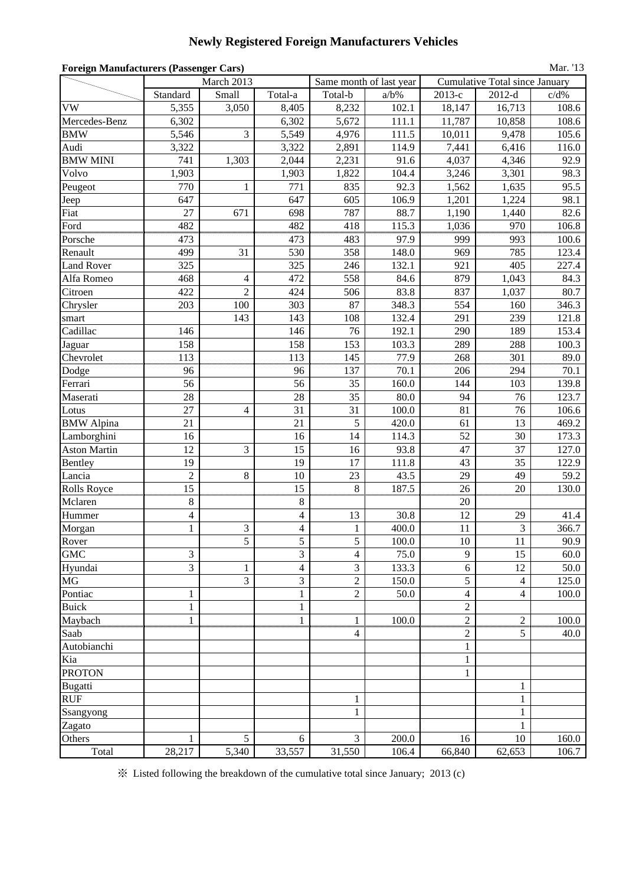# Newly Registered Foreign Manufacturers Vehicles

**Foreign Manufacturers (Passenger Cars)**

Mar. '13

| | March 2013 | | | Same month of last year | | Cumulative Total since January | | |
|---|---|---|---|---|---|---|---|---|
| | Standard | Small | Total-a | Total-b | a/b% | 2013-c | 2012-d | c/d% |
| VW | 5,355 | 3,050 | 8,405 | 8,232 | 102.1 | 18,147 | 16,713 | 108.6 |
| Mercedes-Benz | 6,302 | | 6,302 | 5,672 | 111.1 | 11,787 | 10,858 | 108.6 |
| BMW | 5,546 | 3 | 5,549 | 4,976 | 111.5 | 10,011 | 9,478 | 105.6 |
| Audi | 3,322 | | 3,322 | 2,891 | 114.9 | 7,441 | 6,416 | 116.0 |
| BMW MINI | 741 | 1,303 | 2,044 | 2,231 | 91.6 | 4,037 | 4,346 | 92.9 |
| Volvo | 1,903 | | 1,903 | 1,822 | 104.4 | 3,246 | 3,301 | 98.3 |
| Peugeot | 770 | 1 | 771 | 835 | 92.3 | 1,562 | 1,635 | 95.5 |
| Jeep | 647 | | 647 | 605 | 106.9 | 1,201 | 1,224 | 98.1 |
| Fiat | 27 | 671 | 698 | 787 | 88.7 | 1,190 | 1,440 | 82.6 |
| Ford | 482 | | 482 | 418 | 115.3 | 1,036 | 970 | 106.8 |
| Porsche | 473 | | 473 | 483 | 97.9 | 999 | 993 | 100.6 |
| Renault | 499 | 31 | 530 | 358 | 148.0 | 969 | 785 | 123.4 |
| Land Rover | 325 | | 325 | 246 | 132.1 | 921 | 405 | 227.4 |
| Alfa Romeo | 468 | 4 | 472 | 558 | 84.6 | 879 | 1,043 | 84.3 |
| Citroen | 422 | 2 | 424 | 506 | 83.8 | 837 | 1,037 | 80.7 |
| Chrysler | 203 | 100 | 303 | 87 | 348.3 | 554 | 160 | 346.3 |
| smart | | 143 | 143 | 108 | 132.4 | 291 | 239 | 121.8 |
| Cadillac | 146 | | 146 | 76 | 192.1 | 290 | 189 | 153.4 |
| Jaguar | 158 | | 158 | 153 | 103.3 | 289 | 288 | 100.3 |
| Chevrolet | 113 | | 113 | 145 | 77.9 | 268 | 301 | 89.0 |
| Dodge | 96 | | 96 | 137 | 70.1 | 206 | 294 | 70.1 |
| Ferrari | 56 | | 56 | 35 | 160.0 | 144 | 103 | 139.8 |
| Maserati | 28 | | 28 | 35 | 80.0 | 94 | 76 | 123.7 |
| Lotus | 27 | 4 | 31 | 31 | 100.0 | 81 | 76 | 106.6 |
| BMW Alpina | 21 | | 21 | 5 | 420.0 | 61 | 13 | 469.2 |
| Lamborghini | 16 | | 16 | 14 | 114.3 | 52 | 30 | 173.3 |
| Aston Martin | 12 | 3 | 15 | 16 | 93.8 | 47 | 37 | 127.0 |
| Bentley | 19 | | 19 | 17 | 111.8 | 43 | 35 | 122.9 |
| Lancia | 2 | 8 | 10 | 23 | 43.5 | 29 | 49 | 59.2 |
| Rolls Royce | 15 | | 15 | 8 | 187.5 | 26 | 20 | 130.0 |
| Mclaren | 8 | | 8 | | | 20 | | |
| Hummer | 4 | | 4 | 13 | 30.8 | 12 | 29 | 41.4 |
| Morgan | 1 | 3 | 4 | 1 | 400.0 | 11 | 3 | 366.7 |
| Rover | | 5 | 5 | 5 | 100.0 | 10 | 11 | 90.9 |
| GMC | 3 | | 3 | 4 | 75.0 | 9 | 15 | 60.0 |
| Hyundai | 3 | 1 | 4 | 3 | 133.3 | 6 | 12 | 50.0 |
| MG | | 3 | 3 | 2 | 150.0 | 5 | 4 | 125.0 |
| Pontiac | 1 | | 1 | 2 | 50.0 | 4 | 4 | 100.0 |
| Buick | 1 | | 1 | | | 2 | | |
| Maybach | 1 | | 1 | 1 | 100.0 | 2 | 2 | 100.0 |
| Saab | | | | 4 | | 2 | 5 | 40.0 |
| Autobianchi | | | | | | 1 | | |
| Kia | | | | | | 1 | | |
| PROTON | | | | | | 1 | | |
| Bugatti | | | | | | | 1 | |
| RUF | | | | 1 | | | 1 | |
| Ssangyong | | | | 1 | | | 1 | |
| Zagato | | | | | | | 1 | |
| Others | 1 | 5 | 6 | 3 | 200.0 | 16 | 10 | 160.0 |
| Total | 28,217 | 5,340 | 33,557 | 31,550 | 106.4 | 66,840 | 62,653 | 106.7 |

※ Listed following the breakdown of the cumulative total since January; 2013 (c)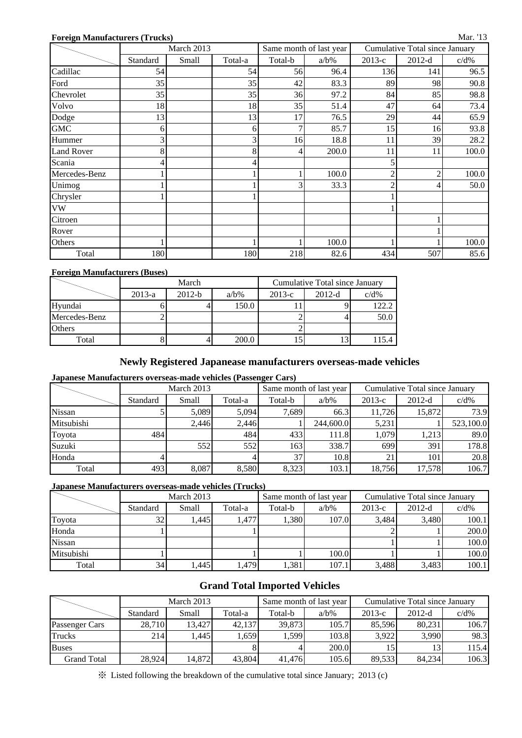**Foreign Manufacturers (Trucks)**

Mar. '13

| | March 2013 | | | Same month of last year | | Cumulative Total since January | | |
|---|---|---|---|---|---|---|---|---|
| | Standard | Small | Total-a | Total-b | a/b% | 2013-c | 2012-d | c/d% |
| Cadillac | 54 | | 54 | 56 | 96.4 | 136 | 141 | 96.5 |
| Ford | 35 | | 35 | 42 | 83.3 | 89 | 98 | 90.8 |
| Chevrolet | 35 | | 35 | 36 | 97.2 | 84 | 85 | 98.8 |
| Volvo | 18 | | 18 | 35 | 51.4 | 47 | 64 | 73.4 |
| Dodge | 13 | | 13 | 17 | 76.5 | 29 | 44 | 65.9 |
| GMC | 6 | | 6 | 7 | 85.7 | 15 | 16 | 93.8 |
| Hummer | 3 | | 3 | 16 | 18.8 | 11 | 39 | 28.2 |
| Land Rover | 8 | | 8 | 4 | 200.0 | 11 | 11 | 100.0 |
| Scania | 4 | | 4 | | | 5 | | |
| Mercedes-Benz | 1 | | 1 | 1 | 100.0 | 2 | 2 | 100.0 |
| Unimog | 1 | | 1 | 3 | 33.3 | 2 | 4 | 50.0 |
| Chrysler | 1 | | 1 | | | 1 | | |
| VW | | | | | | 1 | | |
| Citroen | | | | | | | 1 | |
| Rover | | | | | | | 1 | |
| Others | 1 | | 1 | 1 | 100.0 | 1 | 1 | 100.0 |
| Total | 180 | | 180 | 218 | 82.6 | 434 | 507 | 85.6 |

**Foreign Manufacturers (Buses)**

| | March | | | Cumulative Total since January | | |
|---|---|---|---|---|---|---|
| | 2013-a | 2012-b | a/b% | 2013-c | 2012-d | c/d% |
| Hyundai | 6 | 4 | 150.0 | 11 | 9 | 122.2 |
| Mercedes-Benz | 2 | | | 2 | 4 | 50.0 |
| Others | | | | 2 | | |
| Total | 8 | 4 | 200.0 | 15 | 13 | 115.4 |

## Newly Registered Japanease manufacturers overseas-made vehicles

**Japanese Manufacturers overseas-made vehicles (Passenger Cars)**

| | March 2013 | | | Same month of last year | | Cumulative Total since January | | |
|---|---|---|---|---|---|---|---|---|
| | Standard | Small | Total-a | Total-b | a/b% | 2013-c | 2012-d | c/d% |
| Nissan | 5 | 5,089 | 5,094 | 7,689 | 66.3 | 11,726 | 15,872 | 73.9 |
| Mitsubishi | | 2,446 | 2,446 | 1 | 244,600.0 | 5,231 | 1 | 523,100.0 |
| Toyota | 484 | | 484 | 433 | 111.8 | 1,079 | 1,213 | 89.0 |
| Suzuki | | 552 | 552 | 163 | 338.7 | 699 | 391 | 178.8 |
| Honda | 4 | | 4 | 37 | 10.8 | 21 | 101 | 20.8 |
| Total | 493 | 8,087 | 8,580 | 8,323 | 103.1 | 18,756 | 17,578 | 106.7 |

**Japanese Manufacturers overseas-made vehicles (Trucks)**

| | March 2013 | | | Same month of last year | | Cumulative Total since January | | |
|---|---|---|---|---|---|---|---|---|
| | Standard | Small | Total-a | Total-b | a/b% | 2013-c | 2012-d | c/d% |
| Toyota | 32 | 1,445 | 1,477 | 1,380 | 107.0 | 3,484 | 3,480 | 100.1 |
| Honda | 1 | | 1 | | | 2 | 1 | 200.0 |
| Nissan | | | | | | 1 | 1 | 100.0 |
| Mitsubishi | 1 | | 1 | 1 | 100.0 | 1 | 1 | 100.0 |
| Total | 34 | 1,445 | 1,479 | 1,381 | 107.1 | 3,488 | 3,483 | 100.1 |

## Grand Total Imported Vehicles

| | March 2013 | | | Same month of last year | | Cumulative Total since January | | |
|---|---|---|---|---|---|---|---|---|
| | Standard | Small | Total-a | Total-b | a/b% | 2013-c | 2012-d | c/d% |
| Passenger Cars | 28,710 | 13,427 | 42,137 | 39,873 | 105.7 | 85,596 | 80,231 | 106.7 |
| Trucks | 214 | 1,445 | 1,659 | 1,599 | 103.8 | 3,922 | 3,990 | 98.3 |
| Buses | | | 8 | 4 | 200.0 | 15 | 13 | 115.4 |
| Grand Total | 28,924 | 14,872 | 43,804 | 41,476 | 105.6 | 89,533 | 84,234 | 106.3 |

※ Listed following the breakdown of the cumulative total since January; 2013 (c)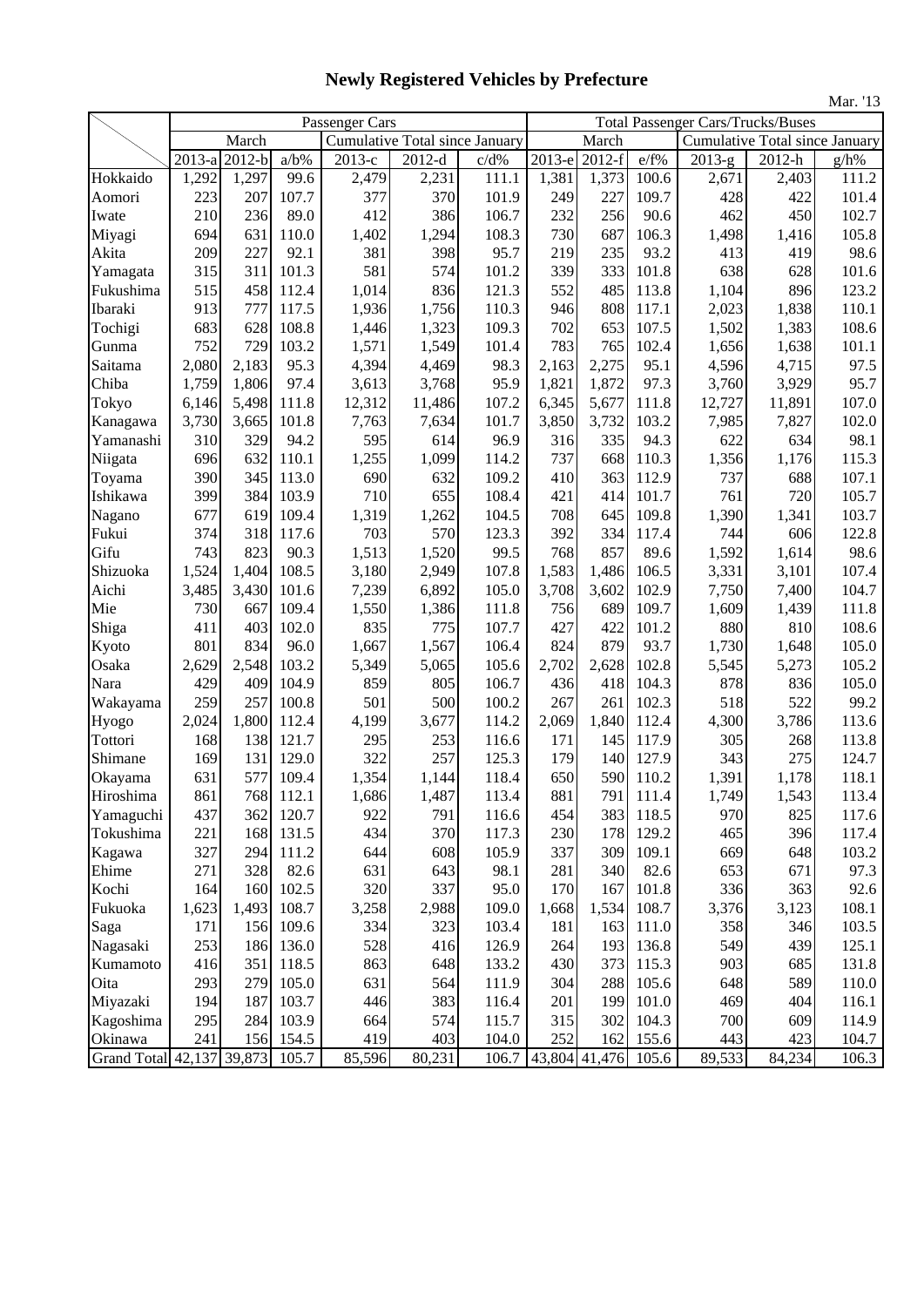# Newly Registered Vehicles by Prefecture

Mar. '13

| | Passenger Cars | | | | | | Total Passenger Cars/Trucks/Buses | | | | | |
|---|---|---|---|---|---|---|---|---|---|---|---|---|
| | March | | | Cumulative Total since January | | | March | | | Cumulative Total since January | | |
| | 2013-a | 2012-b | a/b% | 2013-c | 2012-d | c/d% | 2013-e | 2012-f | e/f% | 2013-g | 2012-h | g/h% |
| Hokkaido | 1,292 | 1,297 | 99.6 | 2,479 | 2,231 | 111.1 | 1,381 | 1,373 | 100.6 | 2,671 | 2,403 | 111.2 |
| Aomori | 223 | 207 | 107.7 | 377 | 370 | 101.9 | 249 | 227 | 109.7 | 428 | 422 | 101.4 |
| Iwate | 210 | 236 | 89.0 | 412 | 386 | 106.7 | 232 | 256 | 90.6 | 462 | 450 | 102.7 |
| Miyagi | 694 | 631 | 110.0 | 1,402 | 1,294 | 108.3 | 730 | 687 | 106.3 | 1,498 | 1,416 | 105.8 |
| Akita | 209 | 227 | 92.1 | 381 | 398 | 95.7 | 219 | 235 | 93.2 | 413 | 419 | 98.6 |
| Yamagata | 315 | 311 | 101.3 | 581 | 574 | 101.2 | 339 | 333 | 101.8 | 638 | 628 | 101.6 |
| Fukushima | 515 | 458 | 112.4 | 1,014 | 836 | 121.3 | 552 | 485 | 113.8 | 1,104 | 896 | 123.2 |
| Ibaraki | 913 | 777 | 117.5 | 1,936 | 1,756 | 110.3 | 946 | 808 | 117.1 | 2,023 | 1,838 | 110.1 |
| Tochigi | 683 | 628 | 108.8 | 1,446 | 1,323 | 109.3 | 702 | 653 | 107.5 | 1,502 | 1,383 | 108.6 |
| Gunma | 752 | 729 | 103.2 | 1,571 | 1,549 | 101.4 | 783 | 765 | 102.4 | 1,656 | 1,638 | 101.1 |
| Saitama | 2,080 | 2,183 | 95.3 | 4,394 | 4,469 | 98.3 | 2,163 | 2,275 | 95.1 | 4,596 | 4,715 | 97.5 |
| Chiba | 1,759 | 1,806 | 97.4 | 3,613 | 3,768 | 95.9 | 1,821 | 1,872 | 97.3 | 3,760 | 3,929 | 95.7 |
| Tokyo | 6,146 | 5,498 | 111.8 | 12,312 | 11,486 | 107.2 | 6,345 | 5,677 | 111.8 | 12,727 | 11,891 | 107.0 |
| Kanagawa | 3,730 | 3,665 | 101.8 | 7,763 | 7,634 | 101.7 | 3,850 | 3,732 | 103.2 | 7,985 | 7,827 | 102.0 |
| Yamanashi | 310 | 329 | 94.2 | 595 | 614 | 96.9 | 316 | 335 | 94.3 | 622 | 634 | 98.1 |
| Niigata | 696 | 632 | 110.1 | 1,255 | 1,099 | 114.2 | 737 | 668 | 110.3 | 1,356 | 1,176 | 115.3 |
| Toyama | 390 | 345 | 113.0 | 690 | 632 | 109.2 | 410 | 363 | 112.9 | 737 | 688 | 107.1 |
| Ishikawa | 399 | 384 | 103.9 | 710 | 655 | 108.4 | 421 | 414 | 101.7 | 761 | 720 | 105.7 |
| Nagano | 677 | 619 | 109.4 | 1,319 | 1,262 | 104.5 | 708 | 645 | 109.8 | 1,390 | 1,341 | 103.7 |
| Fukui | 374 | 318 | 117.6 | 703 | 570 | 123.3 | 392 | 334 | 117.4 | 744 | 606 | 122.8 |
| Gifu | 743 | 823 | 90.3 | 1,513 | 1,520 | 99.5 | 768 | 857 | 89.6 | 1,592 | 1,614 | 98.6 |
| Shizuoka | 1,524 | 1,404 | 108.5 | 3,180 | 2,949 | 107.8 | 1,583 | 1,486 | 106.5 | 3,331 | 3,101 | 107.4 |
| Aichi | 3,485 | 3,430 | 101.6 | 7,239 | 6,892 | 105.0 | 3,708 | 3,602 | 102.9 | 7,750 | 7,400 | 104.7 |
| Mie | 730 | 667 | 109.4 | 1,550 | 1,386 | 111.8 | 756 | 689 | 109.7 | 1,609 | 1,439 | 111.8 |
| Shiga | 411 | 403 | 102.0 | 835 | 775 | 107.7 | 427 | 422 | 101.2 | 880 | 810 | 108.6 |
| Kyoto | 801 | 834 | 96.0 | 1,667 | 1,567 | 106.4 | 824 | 879 | 93.7 | 1,730 | 1,648 | 105.0 |
| Osaka | 2,629 | 2,548 | 103.2 | 5,349 | 5,065 | 105.6 | 2,702 | 2,628 | 102.8 | 5,545 | 5,273 | 105.2 |
| Nara | 429 | 409 | 104.9 | 859 | 805 | 106.7 | 436 | 418 | 104.3 | 878 | 836 | 105.0 |
| Wakayama | 259 | 257 | 100.8 | 501 | 500 | 100.2 | 267 | 261 | 102.3 | 518 | 522 | 99.2 |
| Hyogo | 2,024 | 1,800 | 112.4 | 4,199 | 3,677 | 114.2 | 2,069 | 1,840 | 112.4 | 4,300 | 3,786 | 113.6 |
| Tottori | 168 | 138 | 121.7 | 295 | 253 | 116.6 | 171 | 145 | 117.9 | 305 | 268 | 113.8 |
| Shimane | 169 | 131 | 129.0 | 322 | 257 | 125.3 | 179 | 140 | 127.9 | 343 | 275 | 124.7 |
| Okayama | 631 | 577 | 109.4 | 1,354 | 1,144 | 118.4 | 650 | 590 | 110.2 | 1,391 | 1,178 | 118.1 |
| Hiroshima | 861 | 768 | 112.1 | 1,686 | 1,487 | 113.4 | 881 | 791 | 111.4 | 1,749 | 1,543 | 113.4 |
| Yamaguchi | 437 | 362 | 120.7 | 922 | 791 | 116.6 | 454 | 383 | 118.5 | 970 | 825 | 117.6 |
| Tokushima | 221 | 168 | 131.5 | 434 | 370 | 117.3 | 230 | 178 | 129.2 | 465 | 396 | 117.4 |
| Kagawa | 327 | 294 | 111.2 | 644 | 608 | 105.9 | 337 | 309 | 109.1 | 669 | 648 | 103.2 |
| Ehime | 271 | 328 | 82.6 | 631 | 643 | 98.1 | 281 | 340 | 82.6 | 653 | 671 | 97.3 |
| Kochi | 164 | 160 | 102.5 | 320 | 337 | 95.0 | 170 | 167 | 101.8 | 336 | 363 | 92.6 |
| Fukuoka | 1,623 | 1,493 | 108.7 | 3,258 | 2,988 | 109.0 | 1,668 | 1,534 | 108.7 | 3,376 | 3,123 | 108.1 |
| Saga | 171 | 156 | 109.6 | 334 | 323 | 103.4 | 181 | 163 | 111.0 | 358 | 346 | 103.5 |
| Nagasaki | 253 | 186 | 136.0 | 528 | 416 | 126.9 | 264 | 193 | 136.8 | 549 | 439 | 125.1 |
| Kumamoto | 416 | 351 | 118.5 | 863 | 648 | 133.2 | 430 | 373 | 115.3 | 903 | 685 | 131.8 |
| Oita | 293 | 279 | 105.0 | 631 | 564 | 111.9 | 304 | 288 | 105.6 | 648 | 589 | 110.0 |
| Miyazaki | 194 | 187 | 103.7 | 446 | 383 | 116.4 | 201 | 199 | 101.0 | 469 | 404 | 116.1 |
| Kagoshima | 295 | 284 | 103.9 | 664 | 574 | 115.7 | 315 | 302 | 104.3 | 700 | 609 | 114.9 |
| Okinawa | 241 | 156 | 154.5 | 419 | 403 | 104.0 | 252 | 162 | 155.6 | 443 | 423 | 104.7 |
| Grand Total | 42,137 | 39,873 | 105.7 | 85,596 | 80,231 | 106.7 | 43,804 | 41,476 | 105.6 | 89,533 | 84,234 | 106.3 |